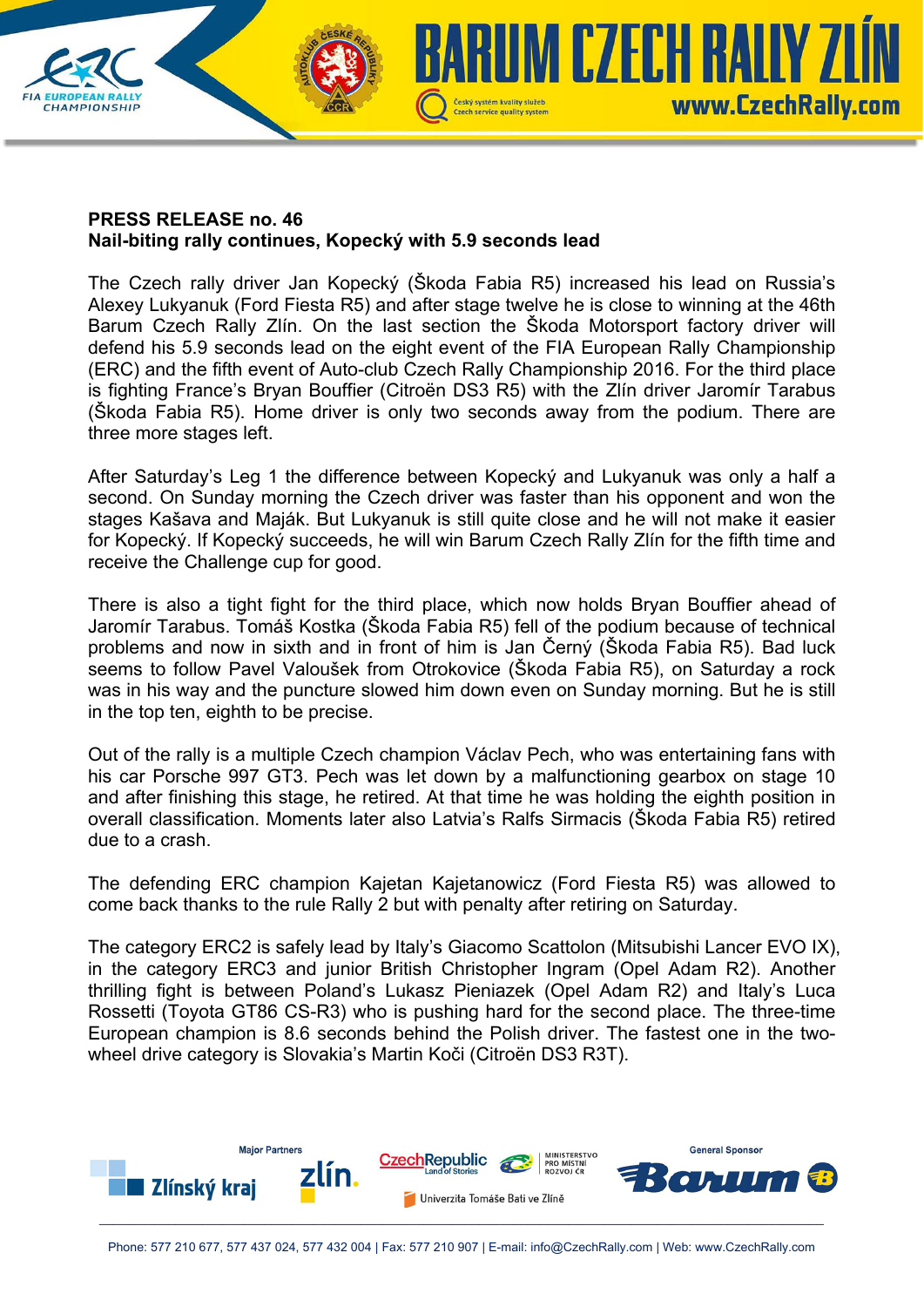**PRESS RELEASE no. 46**
**Nail-biting rally continues, Kopecký with 5.9 seconds lead**

The Czech rally driver Jan Kopecký (Škoda Fabia R5) increased his lead on Russia's Alexey Lukyanuk (Ford Fiesta R5) and after stage twelve he is close to winning at the 46th Barum Czech Rally Zlín. On the last section the Škoda Motorsport factory driver will defend his 5.9 seconds lead on the eight event of the FIA European Rally Championship (ERC) and the fifth event of Auto-club Czech Rally Championship 2016. For the third place is fighting France's Bryan Bouffier (Citroën DS3 R5) with the Zlín driver Jaromír Tarabus (Škoda Fabia R5). Home driver is only two seconds away from the podium. There are three more stages left.

After Saturday's Leg 1 the difference between Kopecký and Lukyanuk was only a half a second. On Sunday morning the Czech driver was faster than his opponent and won the stages Kašava and Maják. But Lukyanuk is still quite close and he will not make it easier for Kopecký. If Kopecký succeeds, he will win Barum Czech Rally Zlín for the fifth time and receive the Challenge cup for good.

There is also a tight fight for the third place, which now holds Bryan Bouffier ahead of Jaromír Tarabus. Tomáš Kostka (Škoda Fabia R5) fell of the podium because of technical problems and now in sixth and in front of him is Jan Černý (Škoda Fabia R5). Bad luck seems to follow Pavel Valoušek from Otrokovice (Škoda Fabia R5), on Saturday a rock was in his way and the puncture slowed him down even on Sunday morning. But he is still in the top ten, eighth to be precise.

Out of the rally is a multiple Czech champion Václav Pech, who was entertaining fans with his car Porsche 997 GT3. Pech was let down by a malfunctioning gearbox on stage 10 and after finishing this stage, he retired. At that time he was holding the eighth position in overall classification. Moments later also Latvia's Ralfs Sirmacis (Škoda Fabia R5) retired due to a crash.

The defending ERC champion Kajetan Kajetanowicz (Ford Fiesta R5) was allowed to come back thanks to the rule Rally 2 but with penalty after retiring on Saturday.

The category ERC2 is safely lead by Italy's Giacomo Scattolon (Mitsubishi Lancer EVO IX), in the category ERC3 and junior British Christopher Ingram (Opel Adam R2). Another thrilling fight is between Poland's Lukasz Pieniazek (Opel Adam R2) and Italy's Luca Rossetti (Toyota GT86 CS-R3) who is pushing hard for the second place. The three-time European champion is 8.6 seconds behind the Polish driver. The fastest one in the two-wheel drive category is Slovakia's Martin Koči (Citroën DS3 R3T).

Phone: 577 210 677, 577 437 024, 577 432 004 | Fax: 577 210 907 | E-mail: info@CzechRally.com | Web: www.CzechRally.com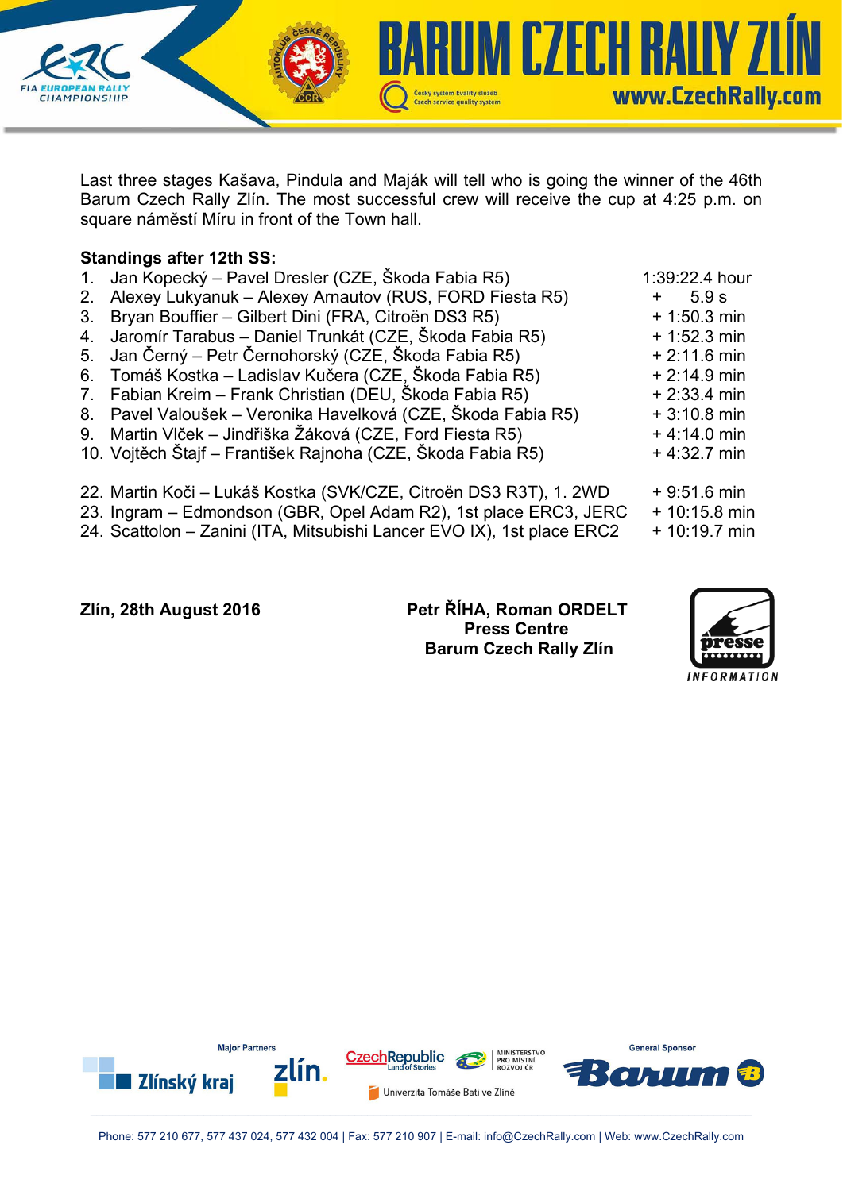Last three stages Kašava, Pindula and Maják will tell who is going the winner of the 46th Barum Czech Rally Zlín. The most successful crew will receive the cup at 4:25 p.m. on square náměstí Míru in front of the Town hall.

**Standings after 12th SS:**

| | | |
|---|---|---|
| 1. | Jan Kopecký – Pavel Dresler (CZE, Škoda Fabia R5) | 1:39:22.4 hour |
| 2. | Alexey Lukyanuk – Alexey Arnautov (RUS, FORD Fiesta R5) | + 5.9 s |
| 3. | Bryan Bouffier – Gilbert Dini (FRA, Citroën DS3 R5) | + 1:50.3 min |
| 4. | Jaromír Tarabus – Daniel Trunkát (CZE, Škoda Fabia R5) | + 1:52.3 min |
| 5. | Jan Černý – Petr Černohorský (CZE, Škoda Fabia R5) | + 2:11.6 min |
| 6. | Tomáš Kostka – Ladislav Kučera (CZE, Škoda Fabia R5) | + 2:14.9 min |
| 7. | Fabian Kreim – Frank Christian (DEU, Škoda Fabia R5) | + 2:33.4 min |
| 8. | Pavel Valoušek – Veronika Havelková (CZE, Škoda Fabia R5) | + 3:10.8 min |
| 9. | Martin Vlček – Jindřiška Žáková (CZE, Ford Fiesta R5) | + 4:14.0 min |
| 10. | Vojtěch Štajf – František Rajnoha (CZE, Škoda Fabia R5) | + 4:32.7 min |
| 22. | Martin Koči – Lukáš Kostka (SVK/CZE, Citroën DS3 R3T), 1. 2WD | + 9:51.6 min |
| 23. | Ingram – Edmondson (GBR, Opel Adam R2), 1st place ERC3, JERC | + 10:15.8 min |
| 24. | Scattolon – Zanini (ITA, Mitsubishi Lancer EVO IX), 1st place ERC2 | + 10:19.7 min |

**Zlín, 28th August 2016**

**Petr ŘÍHA, Roman ORDELT**
**Press Centre**
**Barum Czech Rally Zlín**